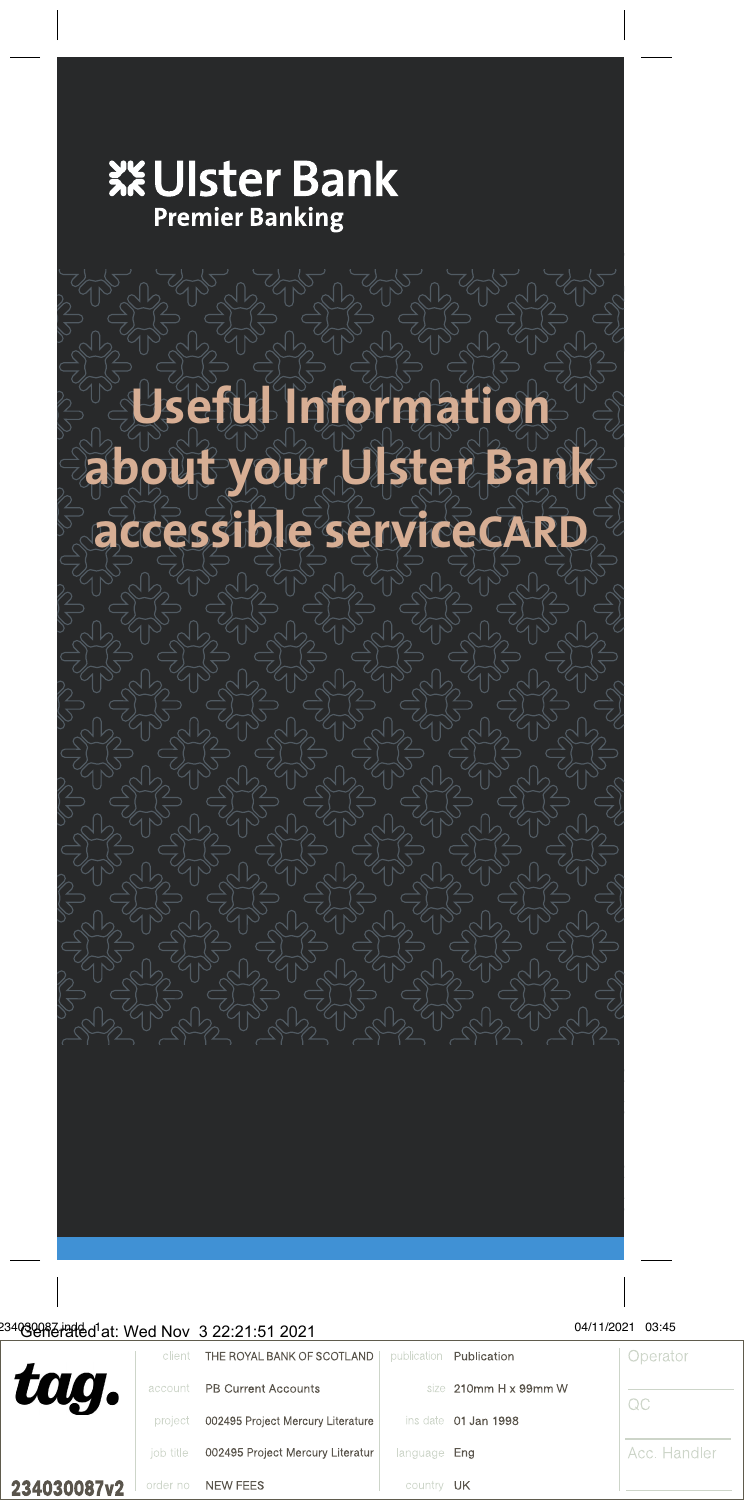Ulster Bank
Premier Banking

# Useful Information about your Ulster Bank accessible serviceCARD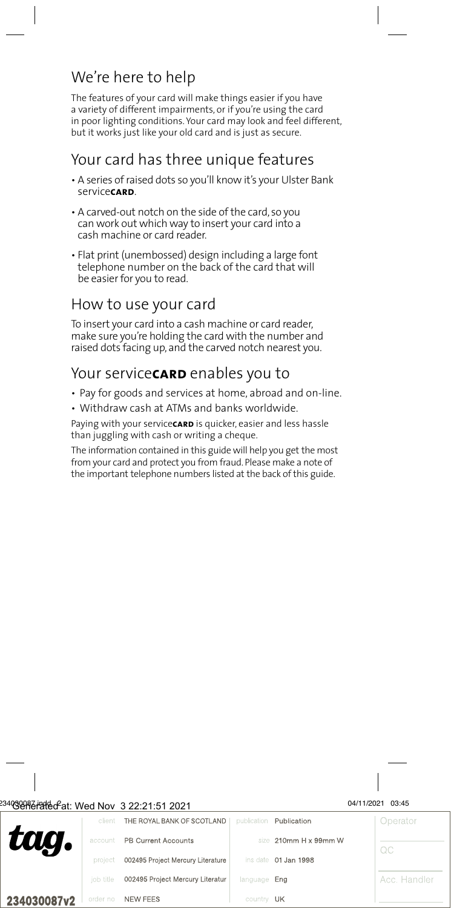## We're here to help

The features of your card will make things easier if you have a variety of different impairments, or if you're using the card in poor lighting conditions. Your card may look and feel different, but it works just like your old card and is just as secure.

## Your card has three unique features

- A series of raised dots so you'll know it's your Ulster Bank service**CARD**.
- A carved-out notch on the side of the card, so you can work out which way to insert your card into a cash machine or card reader.
- Flat print (unembossed) design including a large font telephone number on the back of the card that will be easier for you to read.

## How to use your card

To insert your card into a cash machine or card reader, make sure you're holding the card with the number and raised dots facing up, and the carved notch nearest you.

## Your service**CARD** enables you to

- Pay for goods and services at home, abroad and on-line.
- Withdraw cash at ATMs and banks worldwide.

Paying with your service**CARD** is quicker, easier and less hassle than juggling with cash or writing a cheque.

The information contained in this guide will help you get the most from your card and protect you from fraud. Please make a note of the important telephone numbers listed at the back of this guide.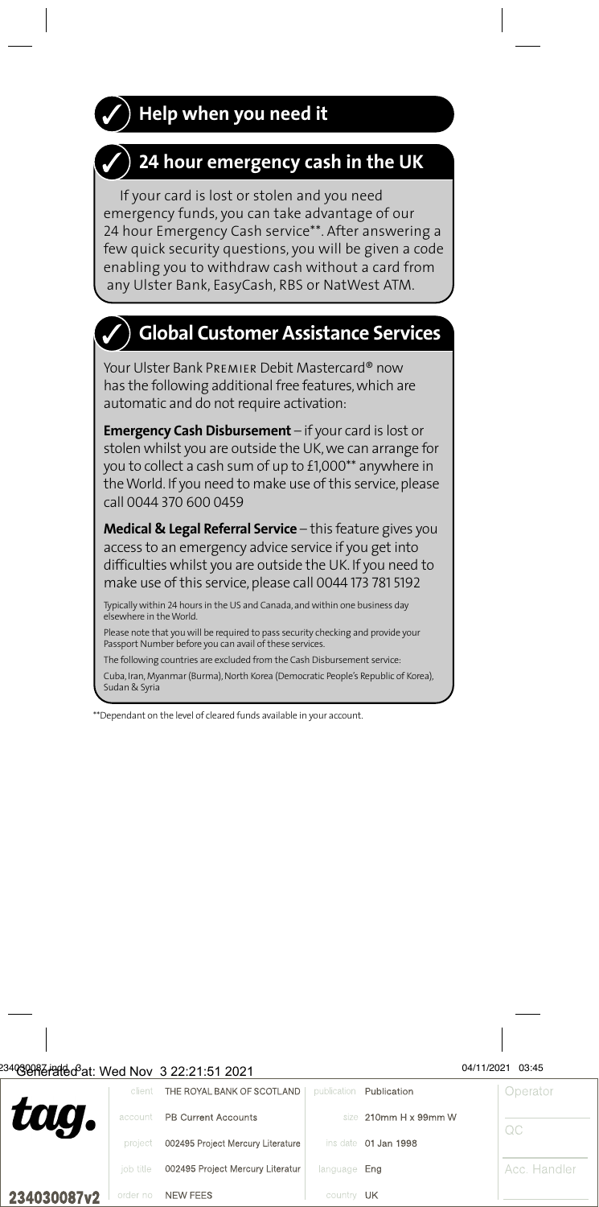## ✓ Help when you need it

## ✓ 24 hour emergency cash in the UK

If your card is lost or stolen and you need emergency funds, you can take advantage of our 24 hour Emergency Cash service**. After answering a few quick security questions, you will be given a code enabling you to withdraw cash without a card from any Ulster Bank, EasyCash, RBS or NatWest ATM.

## ✓ Global Customer Assistance Services

Your Ulster Bank PREMIER Debit Mastercard® now has the following additional free features, which are automatic and do not require activation:

**Emergency Cash Disbursement** – if your card is lost or stolen whilst you are outside the UK, we can arrange for you to collect a cash sum of up to £1,000** anywhere in the World. If you need to make use of this service, please call 0044 370 600 0459

**Medical & Legal Referral Service** – this feature gives you access to an emergency advice service if you get into difficulties whilst you are outside the UK. If you need to make use of this service, please call 0044 173 781 5192

Typically within 24 hours in the US and Canada, and within one business day elsewhere in the World.

Please note that you will be required to pass security checking and provide your Passport Number before you can avail of these services.

The following countries are excluded from the Cash Disbursement service:

Cuba, Iran, Myanmar (Burma), North Korea (Democratic People's Republic of Korea), Sudan & Syria

**Dependant on the level of cleared funds available in your account.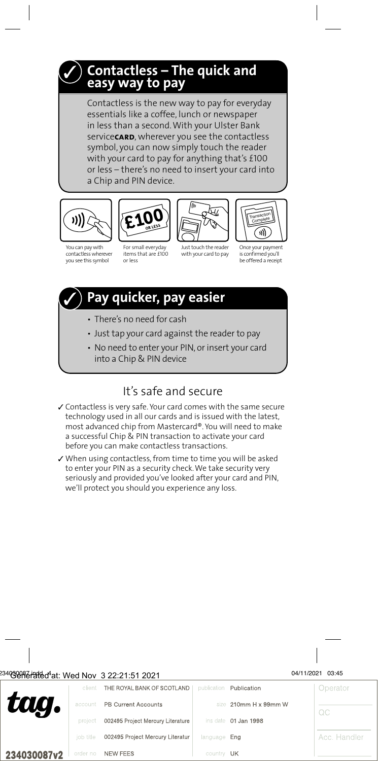## Contactless – The quick and easy way to pay

Contactless is the new way to pay for everyday essentials like a coffee, lunch or newspaper in less than a second. With your Ulster Bank service**CARD**, wherever you see the contactless symbol, you can now simply touch the reader with your card to pay for anything that's £100 or less – there's no need to insert your card into a Chip and PIN device.

You can pay with contactless wherever you see this symbol

For small everyday items that are £100 or less

Just touch the reader with your card to pay

Once your payment is confirmed you'll be offered a receipt

## Pay quicker, pay easier

- There's no need for cash
- Just tap your card against the reader to pay
- No need to enter your PIN, or insert your card into a Chip & PIN device

## It's safe and secure

✓ Contactless is very safe. Your card comes with the same secure technology used in all our cards and is issued with the latest, most advanced chip from Mastercard®. You will need to make a successful Chip & PIN transaction to activate your card before you can make contactless transactions.

✓ When using contactless, from time to time you will be asked to enter your PIN as a security check. We take security very seriously and provided you've looked after your card and PIN, we'll protect you should you experience any loss.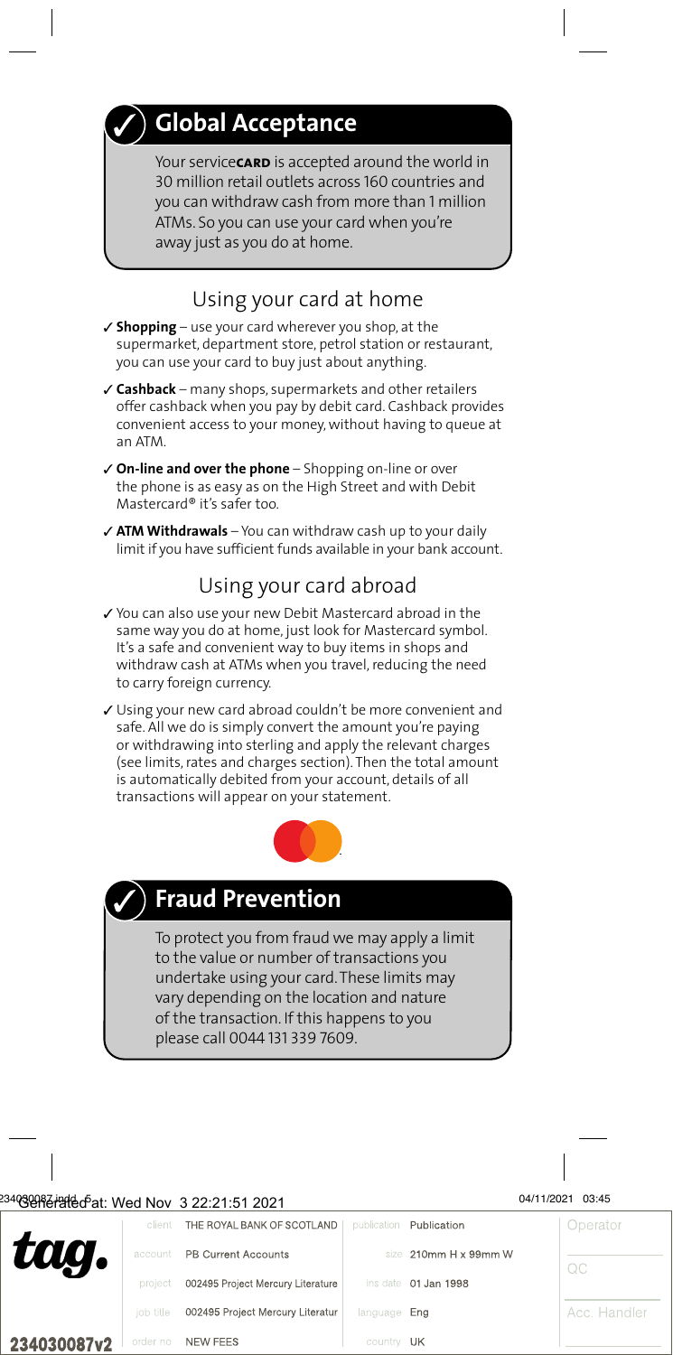## ✓ Global Acceptance

Your service**CARD** is accepted around the world in 30 million retail outlets across 160 countries and you can withdraw cash from more than 1 million ATMs. So you can use your card when you're away just as you do at home.

## Using your card at home

- ✓ **Shopping** – use your card wherever you shop, at the supermarket, department store, petrol station or restaurant, you can use your card to buy just about anything.
- ✓ **Cashback** – many shops, supermarkets and other retailers offer cashback when you pay by debit card. Cashback provides convenient access to your money, without having to queue at an ATM.
- ✓ **On-line and over the phone** – Shopping on-line or over the phone is as easy as on the High Street and with Debit Mastercard® it's safer too.
- ✓ **ATM Withdrawals** – You can withdraw cash up to your daily limit if you have sufficient funds available in your bank account.

## Using your card abroad

- ✓ You can also use your new Debit Mastercard abroad in the same way you do at home, just look for Mastercard symbol. It's a safe and convenient way to buy items in shops and withdraw cash at ATMs when you travel, reducing the need to carry foreign currency.
- ✓ Using your new card abroad couldn't be more convenient and safe. All we do is simply convert the amount you're paying or withdrawing into sterling and apply the relevant charges (see limits, rates and charges section). Then the total amount is automatically debited from your account, details of all transactions will appear on your statement.

## ✓ Fraud Prevention

To protect you from fraud we may apply a limit to the value or number of transactions you undertake using your card. These limits may vary depending on the location and nature of the transaction. If this happens to you please call 0044 131 339 7609.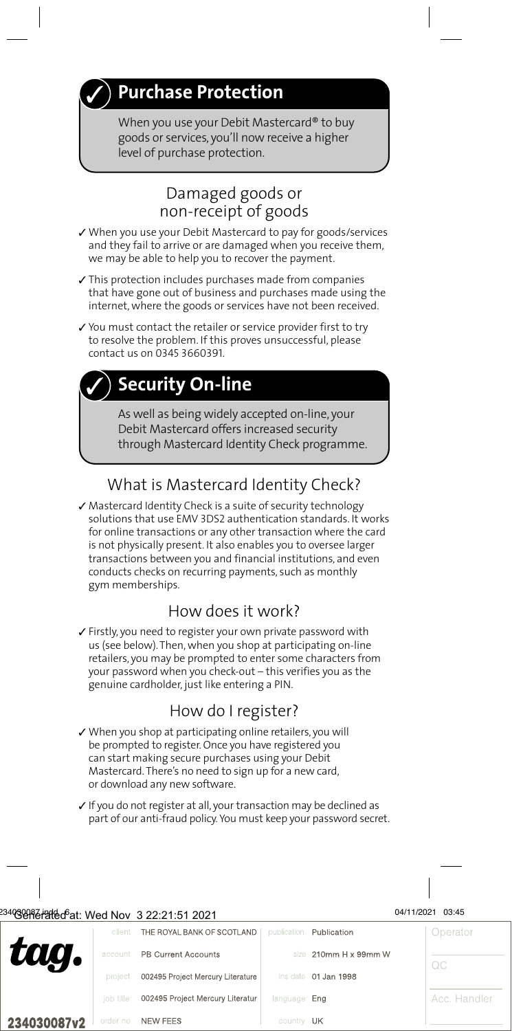## ✓ Purchase Protection

When you use your Debit Mastercard® to buy goods or services, you'll now receive a higher level of purchase protection.

### Damaged goods or non-receipt of goods

✓ When you use your Debit Mastercard to pay for goods/services and they fail to arrive or are damaged when you receive them, we may be able to help you to recover the payment.

✓ This protection includes purchases made from companies that have gone out of business and purchases made using the internet, where the goods or services have not been received.

✓ You must contact the retailer or service provider first to try to resolve the problem. If this proves unsuccessful, please contact us on 0345 3660391.

## ✓ Security On-line

As well as being widely accepted on-line, your Debit Mastercard offers increased security through Mastercard Identity Check programme.

### What is Mastercard Identity Check?

✓ Mastercard Identity Check is a suite of security technology solutions that use EMV 3DS2 authentication standards. It works for online transactions or any other transaction where the card is not physically present. It also enables you to oversee larger transactions between you and financial institutions, and even conducts checks on recurring payments, such as monthly gym memberships.

### How does it work?

✓ Firstly, you need to register your own private password with us (see below). Then, when you shop at participating on-line retailers, you may be prompted to enter some characters from your password when you check-out – this verifies you as the genuine cardholder, just like entering a PIN.

### How do I register?

✓ When you shop at participating online retailers, you will be prompted to register. Once you have registered you can start making secure purchases using your Debit Mastercard. There's no need to sign up for a new card, or download any new software.

✓ If you do not register at all, your transaction may be declined as part of our anti-fraud policy. You must keep your password secret.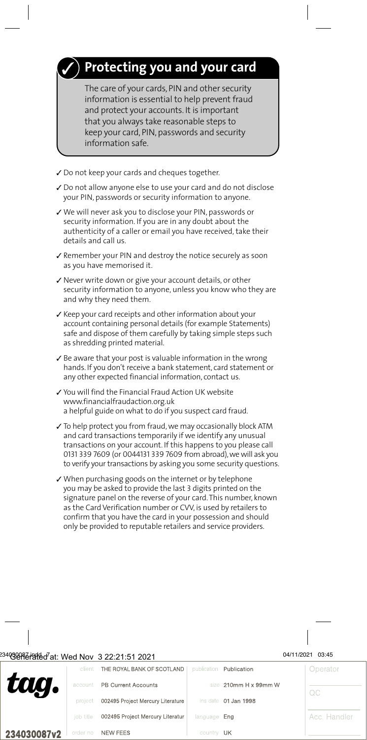## ✓ Protecting you and your card

The care of your cards, PIN and other security information is essential to help prevent fraud and protect your accounts. It is important that you always take reasonable steps to keep your card, PIN, passwords and security information safe.

- ✓ Do not keep your cards and cheques together.
- ✓ Do not allow anyone else to use your card and do not disclose your PIN, passwords or security information to anyone.
- ✓ We will never ask you to disclose your PIN, passwords or security information. If you are in any doubt about the authenticity of a caller or email you have received, take their details and call us.
- ✓ Remember your PIN and destroy the notice securely as soon as you have memorised it.
- ✓ Never write down or give your account details, or other security information to anyone, unless you know who they are and why they need them.
- ✓ Keep your card receipts and other information about your account containing personal details (for example Statements) safe and dispose of them carefully by taking simple steps such as shredding printed material.
- ✓ Be aware that your post is valuable information in the wrong hands. If you don't receive a bank statement, card statement or any other expected financial information, contact us.
- ✓ You will find the Financial Fraud Action UK website www.financialfraudaction.org.uk a helpful guide on what to do if you suspect card fraud.
- ✓ To help protect you from fraud, we may occasionally block ATM and card transactions temporarily if we identify any unusual transactions on your account. If this happens to you please call 0131 339 7609 (or 0044131 339 7609 from abroad), we will ask you to verify your transactions by asking you some security questions.
- ✓ When purchasing goods on the internet or by telephone you may be asked to provide the last 3 digits printed on the signature panel on the reverse of your card. This number, known as the Card Verification number or CVV, is used by retailers to confirm that you have the card in your possession and should only be provided to reputable retailers and service providers.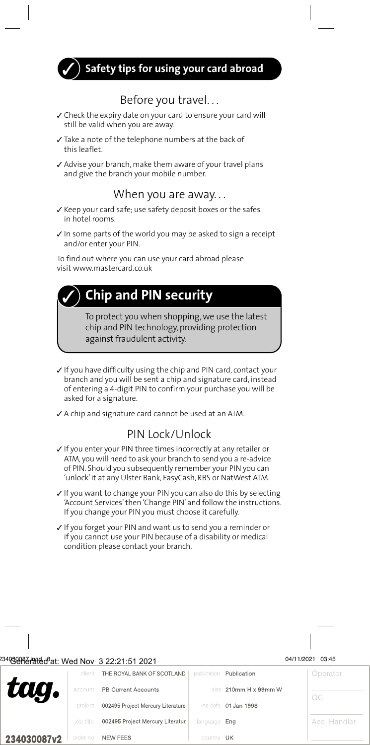## ✓ Safety tips for using your card abroad

### Before you travel…

- ✓ Check the expiry date on your card to ensure your card will still be valid when you are away.
- ✓ Take a note of the telephone numbers at the back of this leaflet.
- ✓ Advise your branch, make them aware of your travel plans and give the branch your mobile number.

### When you are away…

- ✓ Keep your card safe; use safety deposit boxes or the safes in hotel rooms.
- ✓ In some parts of the world you may be asked to sign a receipt and/or enter your PIN.

To find out where you can use your card abroad please visit www.mastercard.co.uk

## ✓ Chip and PIN security

To protect you when shopping, we use the latest chip and PIN technology, providing protection against fraudulent activity.

- ✓ If you have difficulty using the chip and PIN card, contact your branch and you will be sent a chip and signature card, instead of entering a 4-digit PIN to confirm your purchase you will be asked for a signature.
- ✓ A chip and signature card cannot be used at an ATM.

### PIN Lock/Unlock

- ✓ If you enter your PIN three times incorrectly at any retailer or ATM, you will need to ask your branch to send you a re-advice of PIN. Should you subsequently remember your PIN you can 'unlock' it at any Ulster Bank, EasyCash, RBS or NatWest ATM.
- ✓ If you want to change your PIN you can also do this by selecting 'Account Services' then 'Change PIN' and follow the instructions. If you change your PIN you must choose it carefully.
- ✓ If you forget your PIN and want us to send you a reminder or if you cannot use your PIN because of a disability or medical condition please contact your branch.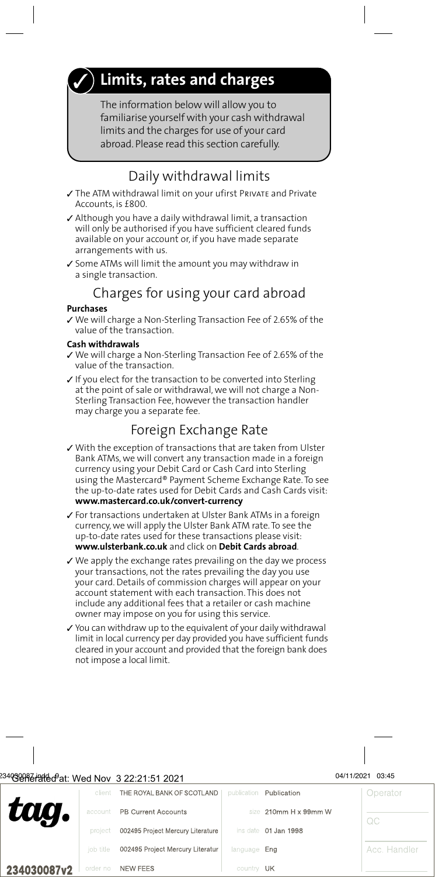## ✓ Limits, rates and charges

The information below will allow you to familiarise yourself with your cash withdrawal limits and the charges for use of your card abroad. Please read this section carefully.

### Daily withdrawal limits

- ✓ The ATM withdrawal limit on your ufirst Private and Private Accounts, is £800.
- ✓ Although you have a daily withdrawal limit, a transaction will only be authorised if you have sufficient cleared funds available on your account or, if you have made separate arrangements with us.
- ✓ Some ATMs will limit the amount you may withdraw in a single transaction.

### Charges for using your card abroad

**Purchases**

- ✓ We will charge a Non-Sterling Transaction Fee of 2.65% of the value of the transaction.

**Cash withdrawals**

- ✓ We will charge a Non-Sterling Transaction Fee of 2.65% of the value of the transaction.
- ✓ If you elect for the transaction to be converted into Sterling at the point of sale or withdrawal, we will not charge a Non-Sterling Transaction Fee, however the transaction handler may charge you a separate fee.

### Foreign Exchange Rate

- ✓ With the exception of transactions that are taken from Ulster Bank ATMs, we will convert any transaction made in a foreign currency using your Debit Card or Cash Card into Sterling using the Mastercard® Payment Scheme Exchange Rate. To see the up-to-date rates used for Debit Cards and Cash Cards visit: **www.mastercard.co.uk/convert-currency**
- ✓ For transactions undertaken at Ulster Bank ATMs in a foreign currency, we will apply the Ulster Bank ATM rate. To see the up-to-date rates used for these transactions please visit: **www.ulsterbank.co.uk** and click on **Debit Cards abroad**.
- ✓ We apply the exchange rates prevailing on the day we process your transactions, not the rates prevailing the day you use your card. Details of commission charges will appear on your account statement with each transaction. This does not include any additional fees that a retailer or cash machine owner may impose on you for using this service.
- ✓ You can withdraw up to the equivalent of your daily withdrawal limit in local currency per day provided you have sufficient funds cleared in your account and provided that the foreign bank does not impose a local limit.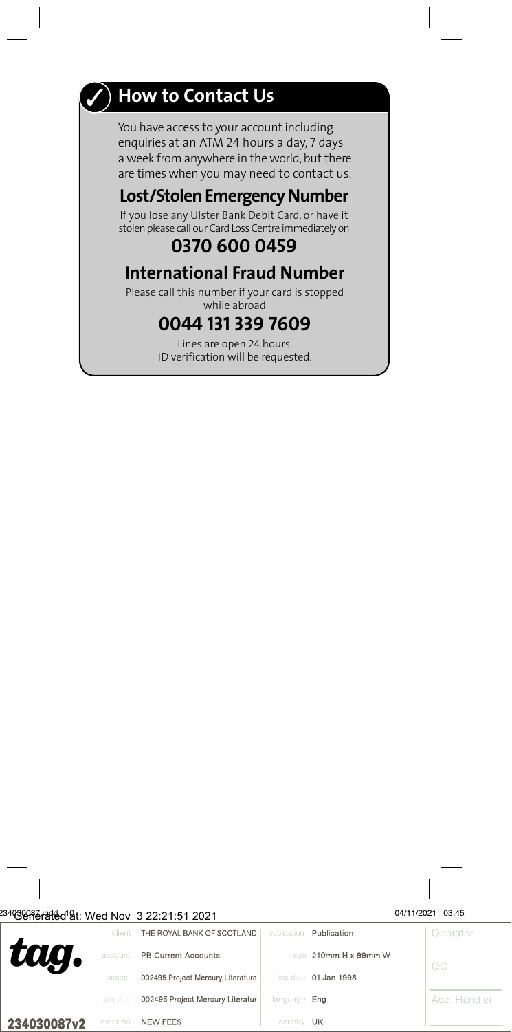## How to Contact Us

You have access to your account including enquiries at an ATM 24 hours a day, 7 days a week from anywhere in the world, but there are times when you may need to contact us.

## Lost/Stolen Emergency Number

If you lose any Ulster Bank Debit Card, or have it stolen please call our Card Loss Centre immediately on

### 0370 600 0459

## International Fraud Number

Please call this number if your card is stopped while abroad

### 0044 131 339 7609

Lines are open 24 hours.
ID verification will be requested.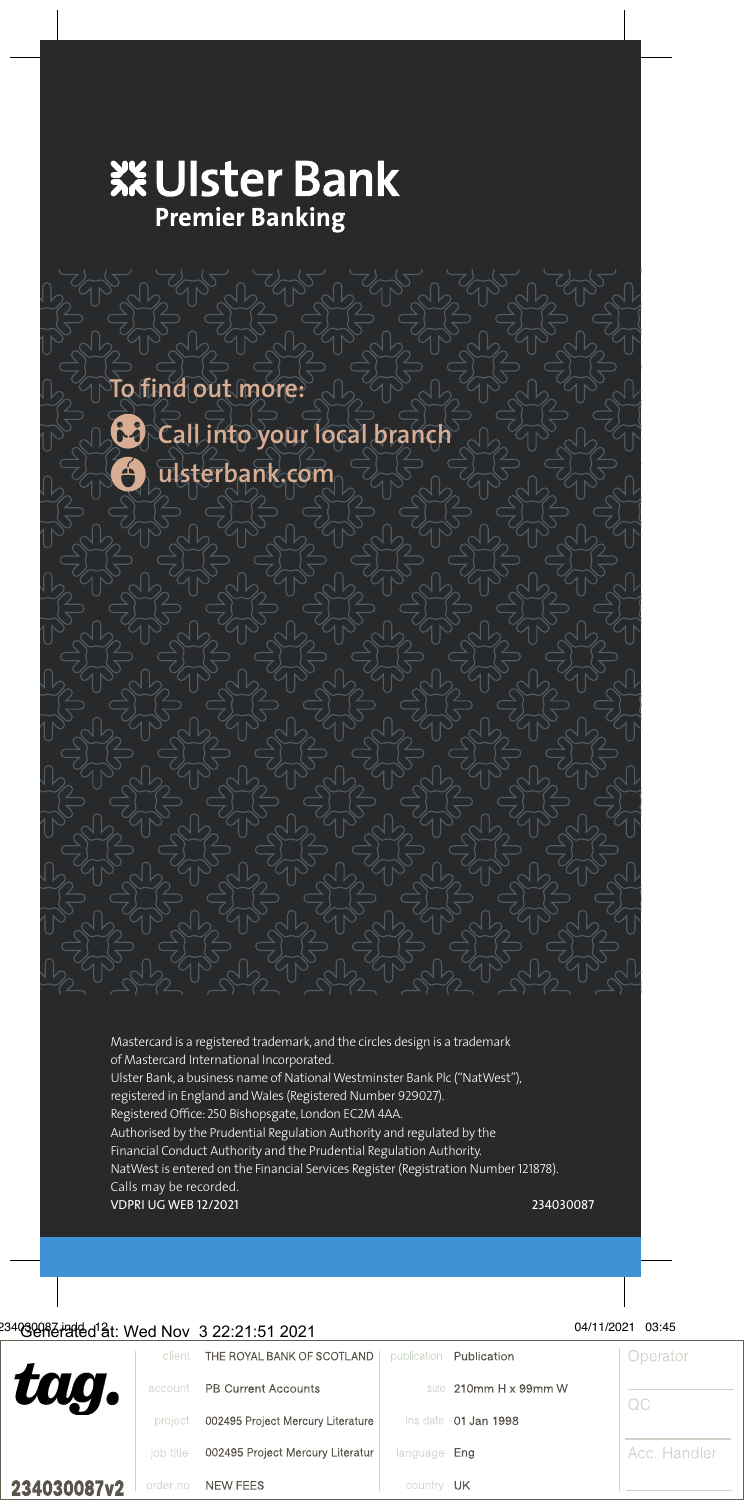# Ulster Bank
## Premier Banking

To find out more:

- Call into your local branch
- ulsterbank.com

Mastercard is a registered trademark, and the circles design is a trademark of Mastercard International Incorporated.
Ulster Bank, a business name of National Westminster Bank Plc ("NatWest"), registered in England and Wales (Registered Number 929027).
Registered Office: 250 Bishopsgate, London EC2M 4AA.
Authorised by the Prudential Regulation Authority and regulated by the Financial Conduct Authority and the Prudential Regulation Authority.
NatWest is entered on the Financial Services Register (Registration Number 121878).
Calls may be recorded.

VDPRI UG WEB 12/2021 234030087

234030087.indd 12 Generated at: Wed Nov 3 22:21:51 2021 04/11/2021 03:45

tag.

| | | | | |
|---|---|---|---|---|
| client | THE ROYAL BANK OF SCOTLAND | publication | Publication | Operator |
| account | PB Current Accounts | size | 210mm H x 99mm W | QC |
| project | 002495 Project Mercury Literature | ins date | 01 Jan 1998 | |
| job title | 002495 Project Mercury Literatur | language | Eng | Acc. Handler |
| order no | NEW FEES | country | UK | |

234030087v2